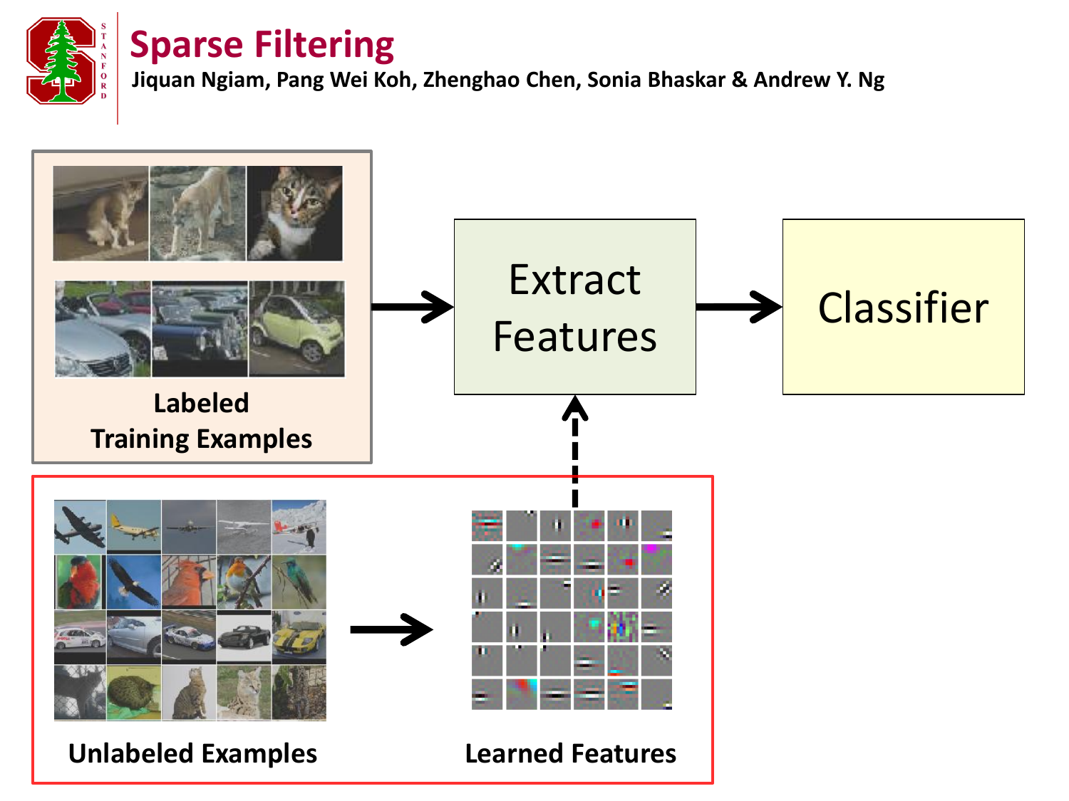# Sparse Filtering

**Jiquan Ngiam, Pang Wei Koh, Zhenghao Chen, Sonia Bhaskar & Andrew Y. Ng**

**Labeled Training Examples**

Extract Features

Classifier

**Unlabeled Examples**

**Learned Features**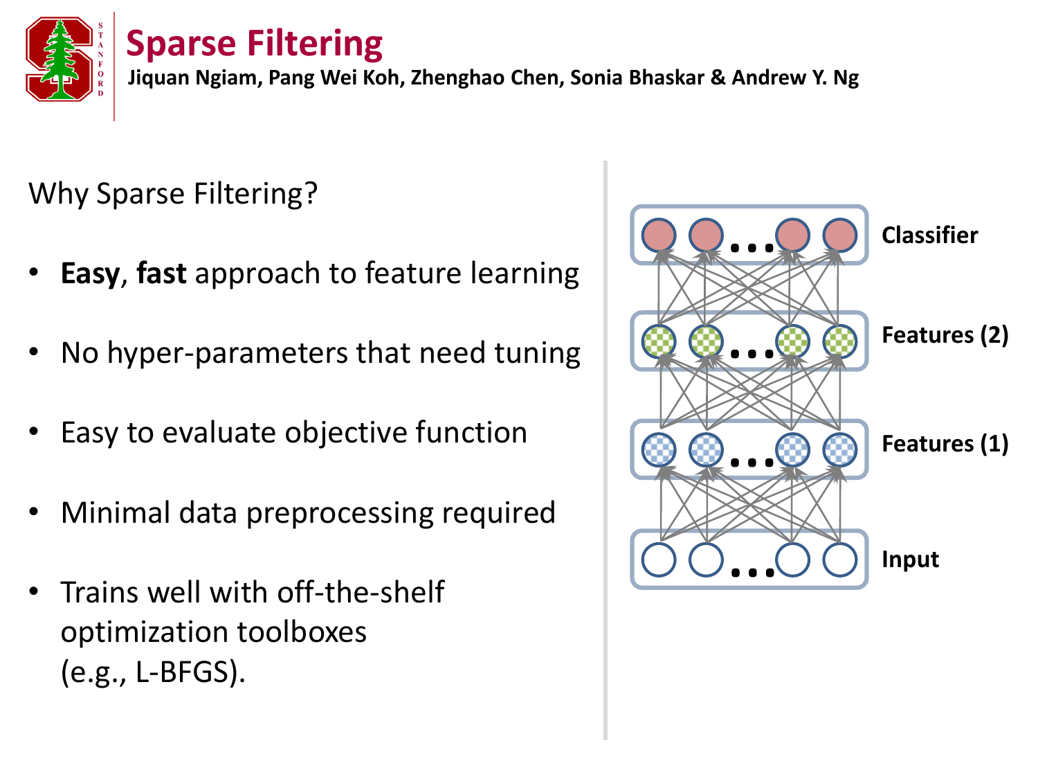# Sparse Filtering

**Jiquan Ngiam, Pang Wei Koh, Zhenghao Chen, Sonia Bhaskar & Andrew Y. Ng**

Why Sparse Filtering?

- **Easy**, **fast** approach to feature learning
- No hyper-parameters that need tuning
- Easy to evaluate objective function
- Minimal data preprocessing required
- Trains well with off-the-shelf optimization toolboxes (e.g., L-BFGS).

Classifier

Features (2)

Features (1)

Input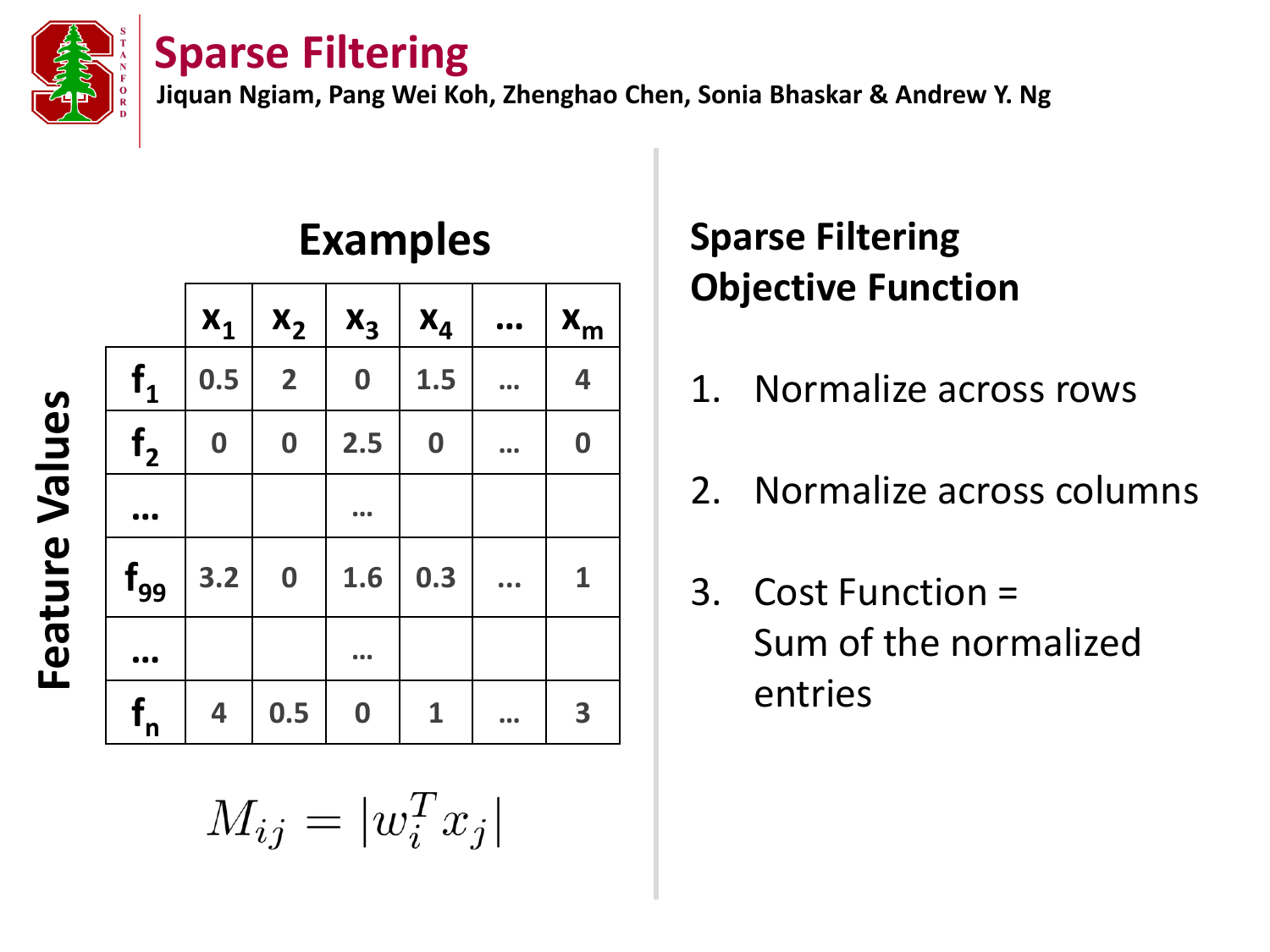# Sparse Filtering

**Jiquan Ngiam, Pang Wei Koh, Zhenghao Chen, Sonia Bhaskar & Andrew Y. Ng**

## Examples

**Feature Values**

| | $x_1$ | $x_2$ | $x_3$ | $x_4$ | … | $x_m$ |
|---|---|---|---|---|---|---|
| $f_1$ | 0.5 | 2 | 0 | 1.5 | … | 4 |
| $f_2$ | 0 | 0 | 2.5 | 0 | … | 0 |
| … | | | … | | | |
| $f_{99}$ | 3.2 | 0 | 1.6 | 0.3 | … | 1 |
| … | | | … | | | |
| $f_n$ | 4 | 0.5 | 0 | 1 | … | 3 |

$$M_{ij} = |w_i^T x_j|$$

**Sparse Filtering Objective Function**

1. Normalize across rows
2. Normalize across columns
3. Cost Function = Sum of the normalized entries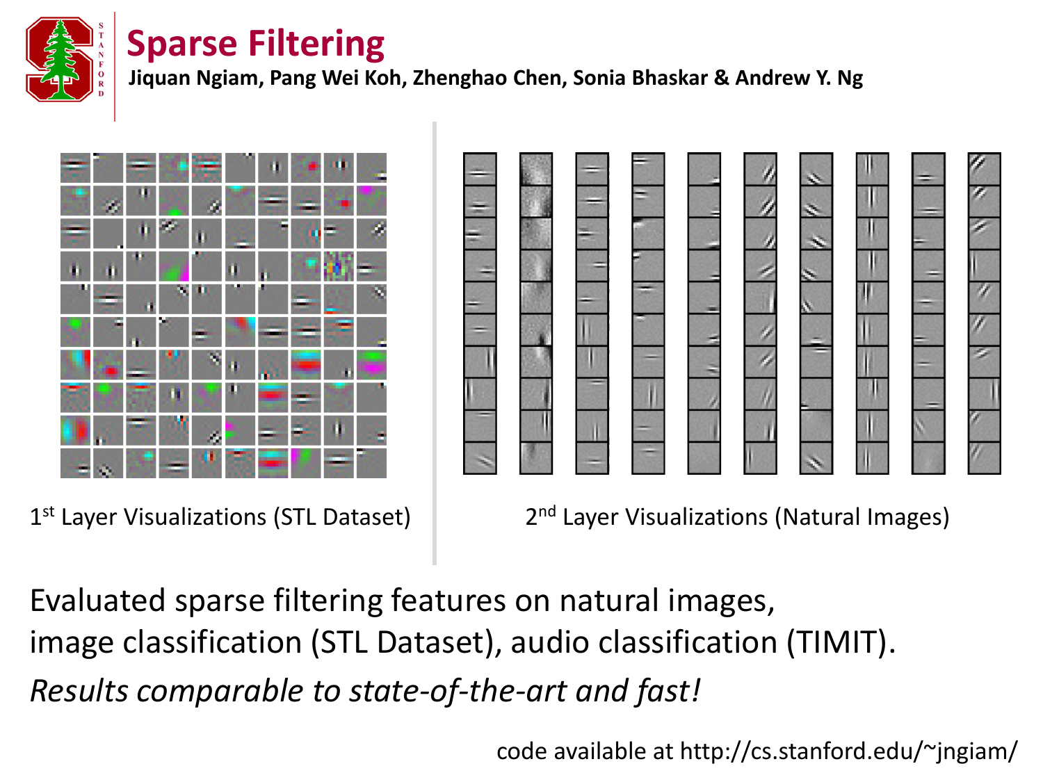# Sparse Filtering

**Jiquan Ngiam, Pang Wei Koh, Zhenghao Chen, Sonia Bhaskar & Andrew Y. Ng**

1st Layer Visualizations (STL Dataset)

2nd Layer Visualizations (Natural Images)

Evaluated sparse filtering features on natural images, image classification (STL Dataset), audio classification (TIMIT).

*Results comparable to state-of-the-art and fast!*

code available at http://cs.stanford.edu/~jngiam/